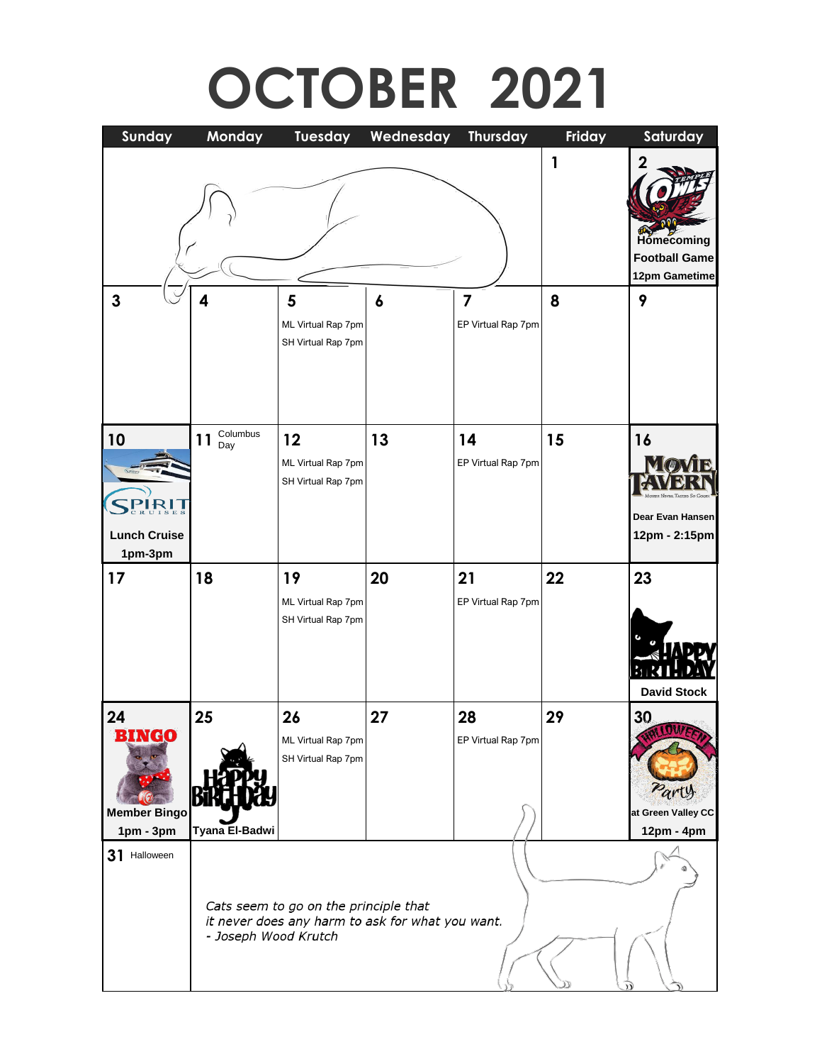# OCTOBER 2021

| Sunday | Monday | Tuesday | Wednesday | Thursday | Friday | Saturday |
|---|---|---|---|---|---|---|
| | | | | | 1 | 2 Homecoming Football Game 12pm Gametime |
| 3 | 4 | 5 ML Virtual Rap 7pm SH Virtual Rap 7pm | 6 | 7 EP Virtual Rap 7pm | 8 | 9 |
| 10 Lunch Cruise 1pm-3pm | 11 Columbus Day | 12 ML Virtual Rap 7pm SH Virtual Rap 7pm | 13 | 14 EP Virtual Rap 7pm | 15 | 16 Movie Tavern Dear Evan Hansen 12pm - 2:15pm |
| 17 | 18 | 19 ML Virtual Rap 7pm SH Virtual Rap 7pm | 20 | 21 EP Virtual Rap 7pm | 22 | 23 Happy Birthday David Stock |
| 24 BINGO Member Bingo 1pm - 3pm | 25 Happy Birthday Tyana El-Badwi | 26 ML Virtual Rap 7pm SH Virtual Rap 7pm | 27 | 28 EP Virtual Rap 7pm | 29 | 30 Halloween Party at Green Valley CC 12pm - 4pm |
| 31 Halloween | | | | | | |

*Cats seem to go on the principle that it never does any harm to ask for what you want.*
*- Joseph Wood Krutch*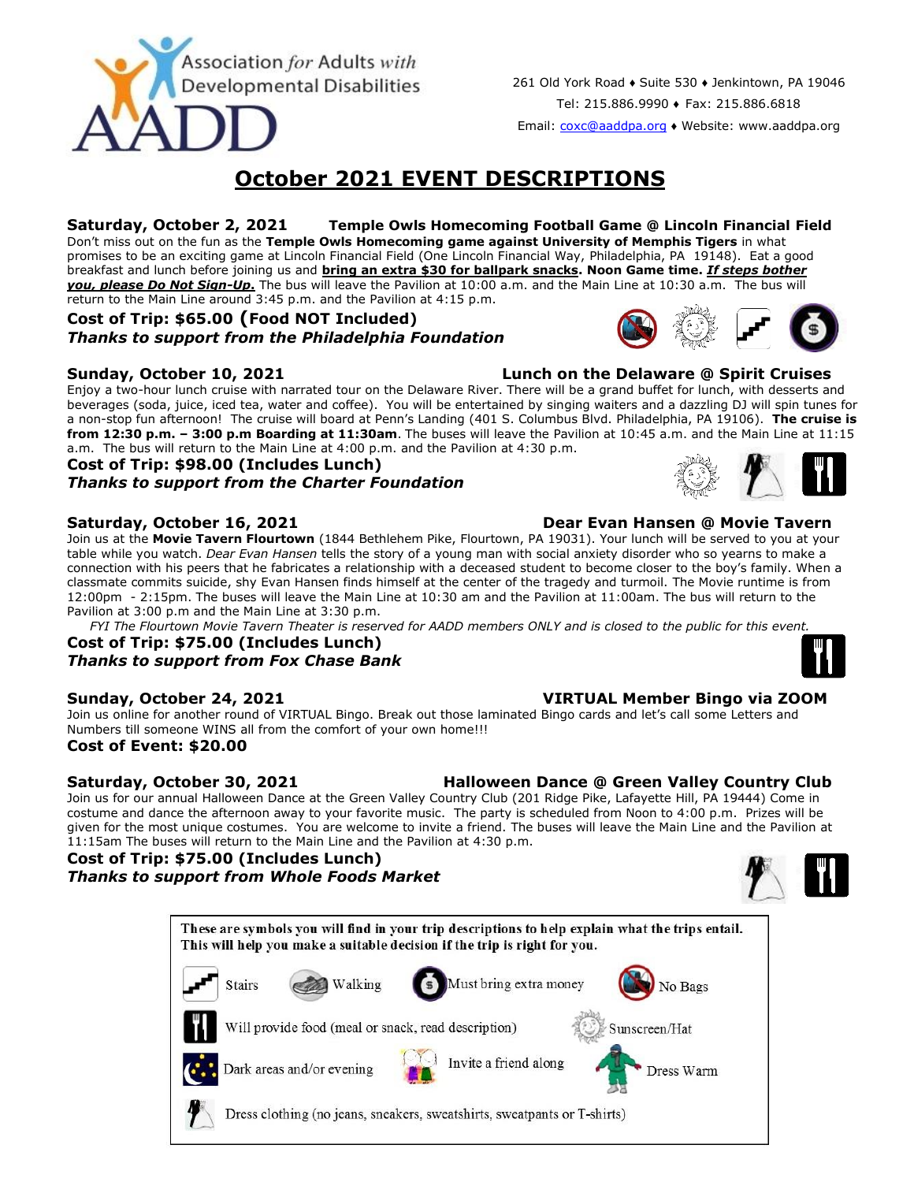Association *for* Adults *with* Developmental Disabilities

**AADD**

261 Old York Road ♦ Suite 530 ♦ Jenkintown, PA 19046
Tel: 215.886.9990 ♦ Fax: 215.886.6818
Email: coxc@aaddpa.org ♦ Website: www.aaddpa.org

# October 2021 EVENT DESCRIPTIONS

**Saturday, October 2, 2021 — Temple Owls Homecoming Football Game @ Lincoln Financial Field**

Don't miss out on the fun as the **Temple Owls Homecoming game against University of Memphis Tigers** in what promises to be an exciting game at Lincoln Financial Field (One Lincoln Financial Way, Philadelphia, PA 19148). Eat a good breakfast and lunch before joining us and **bring an extra $30 for ballpark snacks**. **Noon Game time.** ***If steps bother you, please Do Not Sign-Up.*** The bus will leave the Pavilion at 10:00 a.m. and the Main Line at 10:30 a.m. The bus will return to the Main Line around 3:45 p.m. and the Pavilion at 4:15 p.m.

**Cost of Trip: $65.00 (Food NOT Included)**
***Thanks to support from the Philadelphia Foundation***

**Sunday, October 10, 2021 — Lunch on the Delaware @ Spirit Cruises**

Enjoy a two-hour lunch cruise with narrated tour on the Delaware River. There will be a grand buffet for lunch, with desserts and beverages (soda, juice, iced tea, water and coffee). You will be entertained by singing waiters and a dazzling DJ will spin tunes for a non-stop fun afternoon! The cruise will board at Penn's Landing (401 S. Columbus Blvd. Philadelphia, PA 19106). **The cruise is from 12:30 p.m. – 3:00 p.m Boarding at 11:30am**. The buses will leave the Pavilion at 10:45 a.m. and the Main Line at 11:15 a.m. The bus will return to the Main Line at 4:00 p.m. and the Pavilion at 4:30 p.m.

**Cost of Trip: $98.00 (Includes Lunch)**
***Thanks to support from the Charter Foundation***

**Saturday, October 16, 2021 — Dear Evan Hansen @ Movie Tavern**

Join us at the **Movie Tavern Flourtown** (1844 Bethlehem Pike, Flourtown, PA 19031). Your lunch will be served to you at your table while you watch. *Dear Evan Hansen* tells the story of a young man with social anxiety disorder who so yearns to make a connection with his peers that he fabricates a relationship with a deceased student to become closer to the boy's family. When a classmate commits suicide, shy Evan Hansen finds himself at the center of the tragedy and turmoil. The Movie runtime is from 12:00pm - 2:15pm. The buses will leave the Main Line at 10:30 am and the Pavilion at 11:00am. The bus will return to the Pavilion at 3:00 p.m and the Main Line at 3:30 p.m.

*FYI The Flourtown Movie Tavern Theater is reserved for AADD members ONLY and is closed to the public for this event.*

**Cost of Trip: $75.00 (Includes Lunch)**
***Thanks to support from Fox Chase Bank***

**Sunday, October 24, 2021 — VIRTUAL Member Bingo via ZOOM**

Join us online for another round of VIRTUAL Bingo. Break out those laminated Bingo cards and let's call some Letters and Numbers till someone WINS all from the comfort of your own home!!!

**Cost of Event: $20.00**

**Saturday, October 30, 2021 — Halloween Dance @ Green Valley Country Club**

Join us for our annual Halloween Dance at the Green Valley Country Club (201 Ridge Pike, Lafayette Hill, PA 19444) Come in costume and dance the afternoon away to your favorite music. The party is scheduled from Noon to 4:00 p.m. Prizes will be given for the most unique costumes. You are welcome to invite a friend. The buses will leave the Main Line and the Pavilion at 11:15am The buses will return to the Main Line and the Pavilion at 4:30 p.m.

**Cost of Trip: $75.00 (Includes Lunch)**
***Thanks to support from Whole Foods Market***

**These are symbols you will find in your trip descriptions to help explain what the trips entail. This will help you make a suitable decision if the trip is right for you.**

- Stairs
- Walking
- Must bring extra money
- No Bags
- Will provide food (meal or snack, read description)
- Sunscreen/Hat
- Dark areas and/or evening
- Invite a friend along
- Dress Warm
- Dress clothing (no jeans, sneakers, sweatshirts, sweatpants or T-shirts)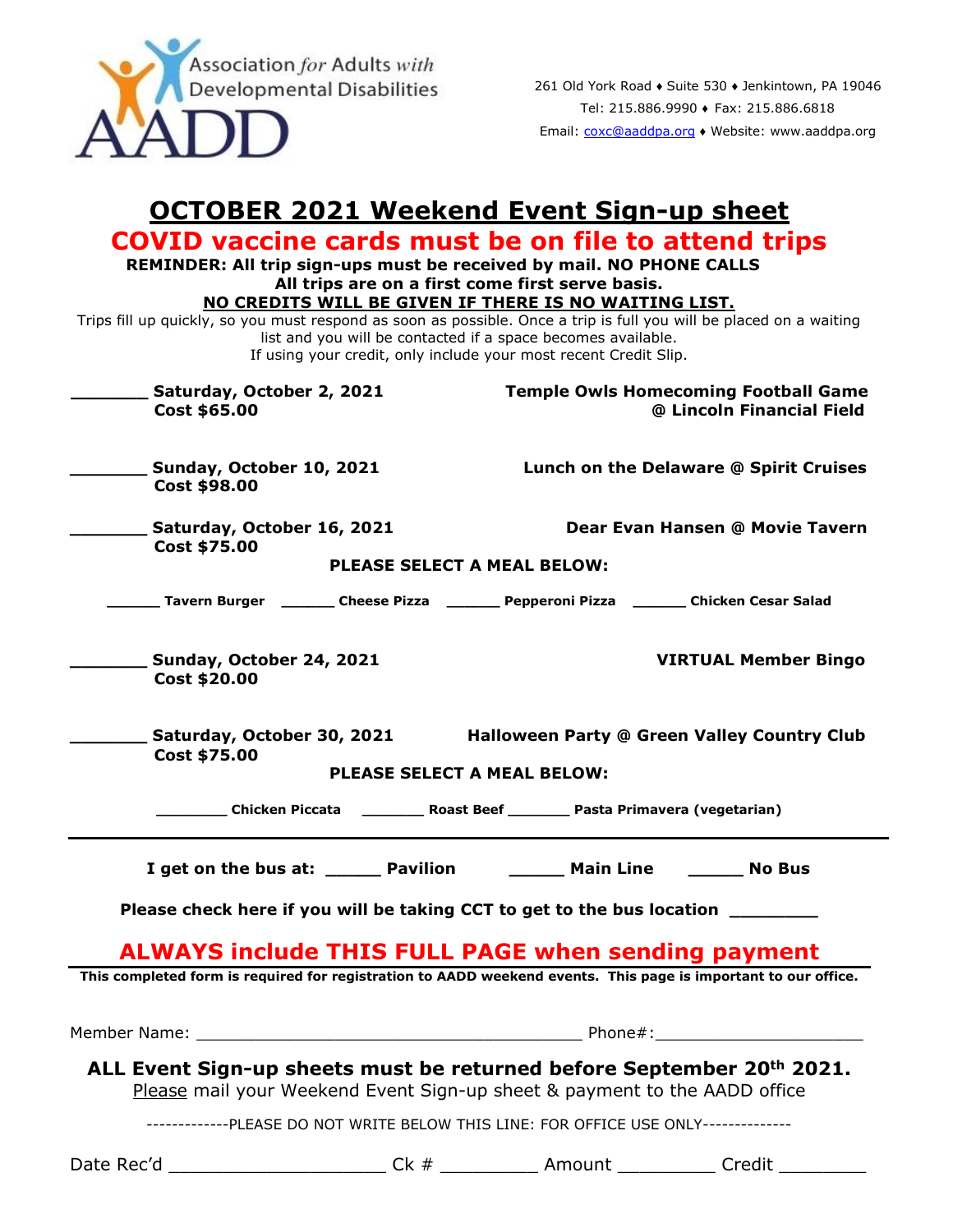Association *for* Adults *with* Developmental Disabilities

AADD

261 Old York Road ♦ Suite 530 ♦ Jenkintown, PA 19046
Tel: 215.886.9990 ♦ Fax: 215.886.6818
Email: coxc@aaddpa.org ♦ Website: www.aaddpa.org

# OCTOBER 2021 Weekend Event Sign-up sheet

## COVID vaccine cards must be on file to attend trips

**REMINDER: All trip sign-ups must be received by mail. NO PHONE CALLS**
**All trips are on a first come first serve basis.**
**NO CREDITS WILL BE GIVEN IF THERE IS NO WAITING LIST.**

Trips fill up quickly, so you must respond as soon as possible. Once a trip is full you will be placed on a waiting list and you will be contacted if a space becomes available.
If using your credit, only include your most recent Credit Slip.

_______ **Saturday, October 2, 2021** — **Temple Owls Homecoming Football Game @ Lincoln Financial Field**
**Cost $65.00**

_______ **Sunday, October 10, 2021** — **Lunch on the Delaware @ Spirit Cruises**
**Cost $98.00**

_______ **Saturday, October 16, 2021** — **Dear Evan Hansen @ Movie Tavern**
**Cost $75.00**

**PLEASE SELECT A MEAL BELOW:**

______ **Tavern Burger** ______ **Cheese Pizza** ______ **Pepperoni Pizza** ______ **Chicken Cesar Salad**

_______ **Sunday, October 24, 2021** — **VIRTUAL Member Bingo**
**Cost $20.00**

_______ **Saturday, October 30, 2021** — **Halloween Party @ Green Valley Country Club**
**Cost $75.00**

**PLEASE SELECT A MEAL BELOW:**

________ **Chicken Piccata** _______ **Roast Beef** _______ **Pasta Primavera (vegetarian)**

---

**I get on the bus at:** _____ **Pavilion** _____ **Main Line** _____ **No Bus**

**Please check here if you will be taking CCT to get to the bus location** ________

## ALWAYS include THIS FULL PAGE when sending payment

**This completed form is required for registration to AADD weekend events. This page is important to our office.**

Member Name: ________________________________________ Phone#:_____________________

**ALL Event Sign-up sheets must be returned before September 20th 2021.**
Please mail your Weekend Event Sign-up sheet & payment to the AADD office

-------------PLEASE DO NOT WRITE BELOW THIS LINE: FOR OFFICE USE ONLY--------------

Date Rec'd ____________________ Ck # _________ Amount _________ Credit ________